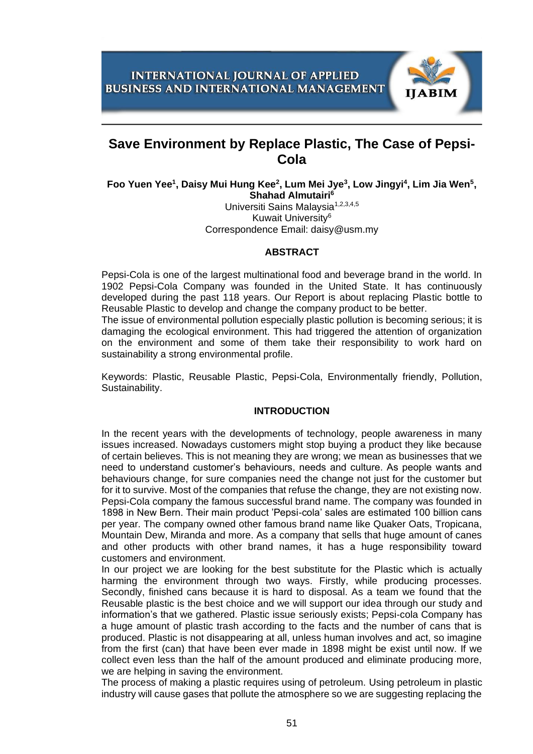# Save Environment by Replace Plastic, The Case of Pepsi-Cola

**Foo Yuen Yee[1], Daisy Mui Hung Kee[2], Lum Mei Jye[3], Low Jingyi[4], Lim Jia Wen[5], Shahad Almutairi[6]**

Universiti Sains Malaysia[1,2,3,4,5]
Kuwait University[6]
Correspondence Email: daisy@usm.my

## ABSTRACT

Pepsi-Cola is one of the largest multinational food and beverage brand in the world. In 1902 Pepsi-Cola Company was founded in the United State. It has continuously developed during the past 118 years. Our Report is about replacing Plastic bottle to Reusable Plastic to develop and change the company product to be better.

The issue of environmental pollution especially plastic pollution is becoming serious; it is damaging the ecological environment. This had triggered the attention of organization on the environment and some of them take their responsibility to work hard on sustainability a strong environmental profile.

Keywords: Plastic, Reusable Plastic, Pepsi-Cola, Environmentally friendly, Pollution, Sustainability.

## INTRODUCTION

In the recent years with the developments of technology, people awareness in many issues increased. Nowadays customers might stop buying a product they like because of certain believes. This is not meaning they are wrong; we mean as businesses that we need to understand customer's behaviours, needs and culture. As people wants and behaviours change, for sure companies need the change not just for the customer but for it to survive. Most of the companies that refuse the change, they are not existing now. Pepsi-Cola company the famous successful brand name. The company was founded in 1898 in New Bern. Their main product 'Pepsi-cola' sales are estimated 100 billion cans per year. The company owned other famous brand name like Quaker Oats, Tropicana, Mountain Dew, Miranda and more. As a company that sells that huge amount of canes and other products with other brand names, it has a huge responsibility toward customers and environment.

In our project we are looking for the best substitute for the Plastic which is actually harming the environment through two ways. Firstly, while producing processes. Secondly, finished cans because it is hard to disposal. As a team we found that the Reusable plastic is the best choice and we will support our idea through our study and information's that we gathered. Plastic issue seriously exists; Pepsi-cola Company has a huge amount of plastic trash according to the facts and the number of cans that is produced. Plastic is not disappearing at all, unless human involves and act, so imagine from the first (can) that have been ever made in 1898 might be exist until now. If we collect even less than the half of the amount produced and eliminate producing more, we are helping in saving the environment.

The process of making a plastic requires using of petroleum. Using petroleum in plastic industry will cause gases that pollute the atmosphere so we are suggesting replacing the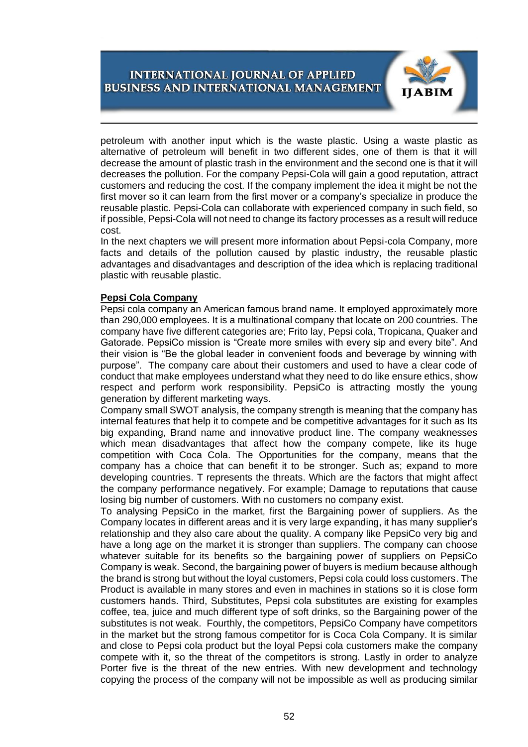petroleum with another input which is the waste plastic. Using a waste plastic as alternative of petroleum will benefit in two different sides, one of them is that it will decrease the amount of plastic trash in the environment and the second one is that it will decreases the pollution. For the company Pepsi-Cola will gain a good reputation, attract customers and reducing the cost. If the company implement the idea it might be not the first mover so it can learn from the first mover or a company's specialize in produce the reusable plastic. Pepsi-Cola can collaborate with experienced company in such field, so if possible, Pepsi-Cola will not need to change its factory processes as a result will reduce cost.

In the next chapters we will present more information about Pepsi-cola Company, more facts and details of the pollution caused by plastic industry, the reusable plastic advantages and disadvantages and description of the idea which is replacing traditional plastic with reusable plastic.

**Pepsi Cola Company**

Pepsi cola company an American famous brand name. It employed approximately more than 290,000 employees. It is a multinational company that locate on 200 countries. The company have five different categories are; Frito lay, Pepsi cola, Tropicana, Quaker and Gatorade. PepsiCo mission is "Create more smiles with every sip and every bite". And their vision is "Be the global leader in convenient foods and beverage by winning with purpose". The company care about their customers and used to have a clear code of conduct that make employees understand what they need to do like ensure ethics, show respect and perform work responsibility. PepsiCo is attracting mostly the young generation by different marketing ways.

Company small SWOT analysis, the company strength is meaning that the company has internal features that help it to compete and be competitive advantages for it such as Its big expanding, Brand name and innovative product line. The company weaknesses which mean disadvantages that affect how the company compete, like its huge competition with Coca Cola. The Opportunities for the company, means that the company has a choice that can benefit it to be stronger. Such as; expand to more developing countries. T represents the threats. Which are the factors that might affect the company performance negatively. For example; Damage to reputations that cause losing big number of customers. With no customers no company exist.

To analysing PepsiCo in the market, first the Bargaining power of suppliers. As the Company locates in different areas and it is very large expanding, it has many supplier's relationship and they also care about the quality. A company like PepsiCo very big and have a long age on the market it is stronger than suppliers. The company can choose whatever suitable for its benefits so the bargaining power of suppliers on PepsiCo Company is weak. Second, the bargaining power of buyers is medium because although the brand is strong but without the loyal customers, Pepsi cola could loss customers. The Product is available in many stores and even in machines in stations so it is close form customers hands. Third, Substitutes, Pepsi cola substitutes are existing for examples coffee, tea, juice and much different type of soft drinks, so the Bargaining power of the substitutes is not weak. Fourthly, the competitors, PepsiCo Company have competitors in the market but the strong famous competitor for is Coca Cola Company. It is similar and close to Pepsi cola product but the loyal Pepsi cola customers make the company compete with it, so the threat of the competitors is strong. Lastly in order to analyze Porter five is the threat of the new entries. With new development and technology copying the process of the company will not be impossible as well as producing similar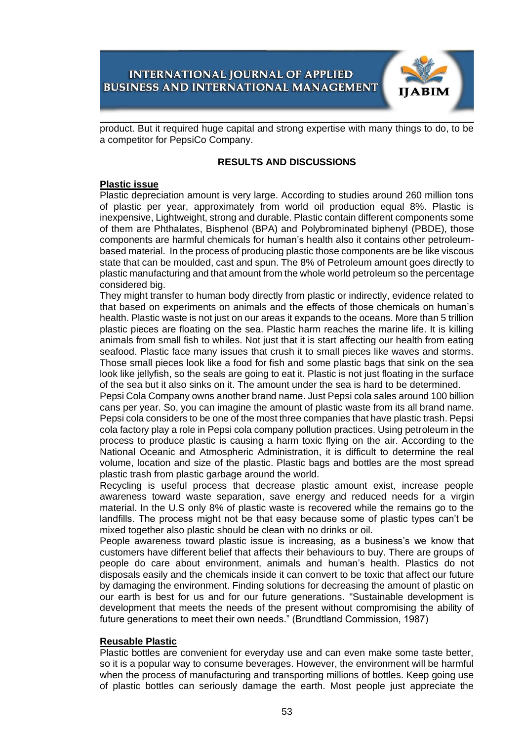product. But it required huge capital and strong expertise with many things to do, to be a competitor for PepsiCo Company.

## RESULTS AND DISCUSSIONS

### Plastic issue

Plastic depreciation amount is very large. According to studies around 260 million tons of plastic per year, approximately from world oil production equal 8%. Plastic is inexpensive, Lightweight, strong and durable. Plastic contain different components some of them are Phthalates, Bisphenol (BPA) and Polybrominated biphenyl (PBDE), those components are harmful chemicals for human's health also it contains other petroleum-based material. In the process of producing plastic those components are be like viscous state that can be moulded, cast and spun. The 8% of Petroleum amount goes directly to plastic manufacturing and that amount from the whole world petroleum so the percentage considered big.

They might transfer to human body directly from plastic or indirectly, evidence related to that based on experiments on animals and the effects of those chemicals on human's health. Plastic waste is not just on our areas it expands to the oceans. More than 5 trillion plastic pieces are floating on the sea. Plastic harm reaches the marine life. It is killing animals from small fish to whiles. Not just that it is start affecting our health from eating seafood. Plastic face many issues that crush it to small pieces like waves and storms. Those small pieces look like a food for fish and some plastic bags that sink on the sea look like jellyfish, so the seals are going to eat it. Plastic is not just floating in the surface of the sea but it also sinks on it. The amount under the sea is hard to be determined.

Pepsi Cola Company owns another brand name. Just Pepsi cola sales around 100 billion cans per year. So, you can imagine the amount of plastic waste from its all brand name. Pepsi cola considers to be one of the most three companies that have plastic trash. Pepsi cola factory play a role in Pepsi cola company pollution practices. Using petroleum in the process to produce plastic is causing a harm toxic flying on the air. According to the National Oceanic and Atmospheric Administration, it is difficult to determine the real volume, location and size of the plastic. Plastic bags and bottles are the most spread plastic trash from plastic garbage around the world.

Recycling is useful process that decrease plastic amount exist, increase people awareness toward waste separation, save energy and reduced needs for a virgin material. In the U.S only 8% of plastic waste is recovered while the remains go to the landfills. The process might not be that easy because some of plastic types can't be mixed together also plastic should be clean with no drinks or oil.

People awareness toward plastic issue is increasing, as a business's we know that customers have different belief that affects their behaviours to buy. There are groups of people do care about environment, animals and human's health. Plastics do not disposals easily and the chemicals inside it can convert to be toxic that affect our future by damaging the environment. Finding solutions for decreasing the amount of plastic on our earth is best for us and for our future generations. "Sustainable development is development that meets the needs of the present without compromising the ability of future generations to meet their own needs." (Brundtland Commission, 1987)

### Reusable Plastic

Plastic bottles are convenient for everyday use and can even make some taste better, so it is a popular way to consume beverages. However, the environment will be harmful when the process of manufacturing and transporting millions of bottles. Keep going use of plastic bottles can seriously damage the earth. Most people just appreciate the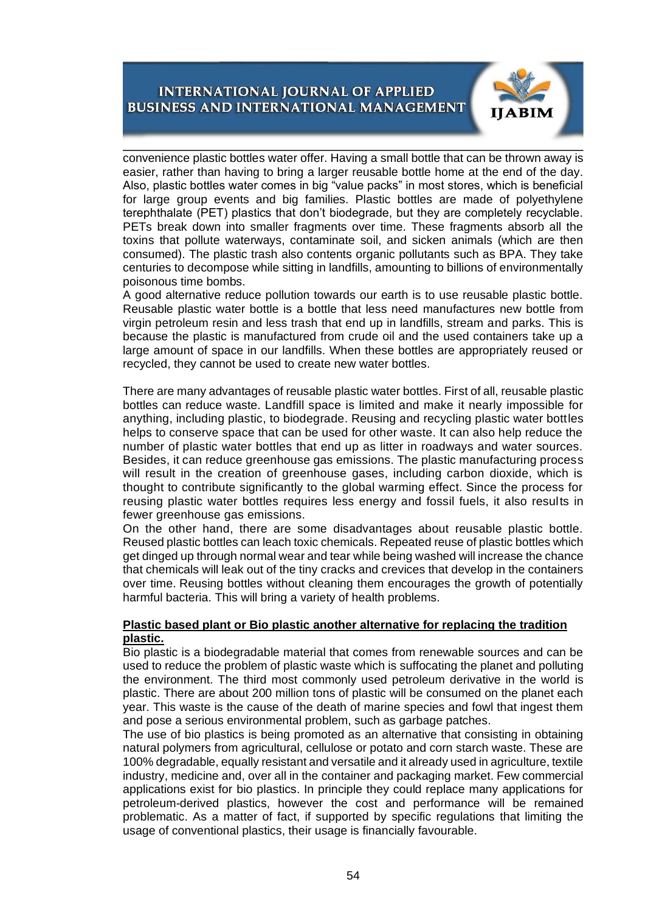convenience plastic bottles water offer. Having a small bottle that can be thrown away is easier, rather than having to bring a larger reusable bottle home at the end of the day. Also, plastic bottles water comes in big "value packs" in most stores, which is beneficial for large group events and big families. Plastic bottles are made of polyethylene terephthalate (PET) plastics that don't biodegrade, but they are completely recyclable. PETs break down into smaller fragments over time. These fragments absorb all the toxins that pollute waterways, contaminate soil, and sicken animals (which are then consumed). The plastic trash also contents organic pollutants such as BPA. They take centuries to decompose while sitting in landfills, amounting to billions of environmentally poisonous time bombs.

A good alternative reduce pollution towards our earth is to use reusable plastic bottle. Reusable plastic water bottle is a bottle that less need manufactures new bottle from virgin petroleum resin and less trash that end up in landfills, stream and parks. This is because the plastic is manufactured from crude oil and the used containers take up a large amount of space in our landfills. When these bottles are appropriately reused or recycled, they cannot be used to create new water bottles.

There are many advantages of reusable plastic water bottles. First of all, reusable plastic bottles can reduce waste. Landfill space is limited and make it nearly impossible for anything, including plastic, to biodegrade. Reusing and recycling plastic water bottles helps to conserve space that can be used for other waste. It can also help reduce the number of plastic water bottles that end up as litter in roadways and water sources. Besides, it can reduce greenhouse gas emissions. The plastic manufacturing process will result in the creation of greenhouse gases, including carbon dioxide, which is thought to contribute significantly to the global warming effect. Since the process for reusing plastic water bottles requires less energy and fossil fuels, it also results in fewer greenhouse gas emissions.

On the other hand, there are some disadvantages about reusable plastic bottle. Reused plastic bottles can leach toxic chemicals. Repeated reuse of plastic bottles which get dinged up through normal wear and tear while being washed will increase the chance that chemicals will leak out of the tiny cracks and crevices that develop in the containers over time. Reusing bottles without cleaning them encourages the growth of potentially harmful bacteria. This will bring a variety of health problems.

**Plastic based plant or Bio plastic another alternative for replacing the tradition plastic.**

Bio plastic is a biodegradable material that comes from renewable sources and can be used to reduce the problem of plastic waste which is suffocating the planet and polluting the environment. The third most commonly used petroleum derivative in the world is plastic. There are about 200 million tons of plastic will be consumed on the planet each year. This waste is the cause of the death of marine species and fowl that ingest them and pose a serious environmental problem, such as garbage patches.

The use of bio plastics is being promoted as an alternative that consisting in obtaining natural polymers from agricultural, cellulose or potato and corn starch waste. These are 100% degradable, equally resistant and versatile and it already used in agriculture, textile industry, medicine and, over all in the container and packaging market. Few commercial applications exist for bio plastics. In principle they could replace many applications for petroleum-derived plastics, however the cost and performance will be remained problematic. As a matter of fact, if supported by specific regulations that limiting the usage of conventional plastics, their usage is financially favourable.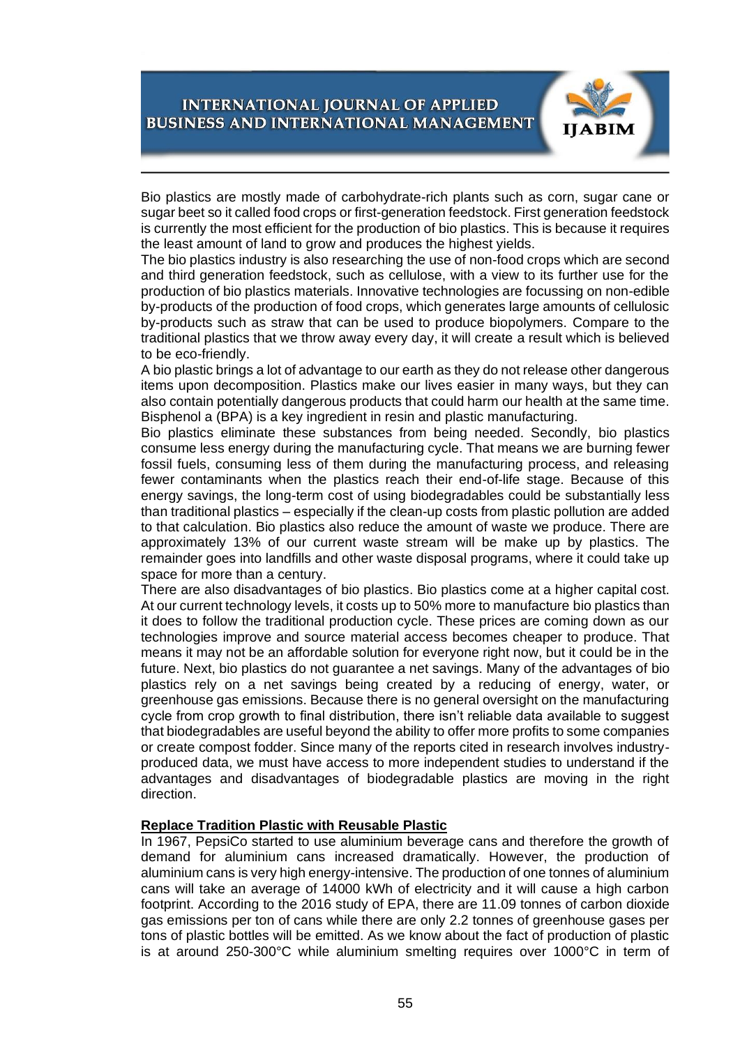Bio plastics are mostly made of carbohydrate-rich plants such as corn, sugar cane or sugar beet so it called food crops or first-generation feedstock. First generation feedstock is currently the most efficient for the production of bio plastics. This is because it requires the least amount of land to grow and produces the highest yields.

The bio plastics industry is also researching the use of non-food crops which are second and third generation feedstock, such as cellulose, with a view to its further use for the production of bio plastics materials. Innovative technologies are focussing on non-edible by-products of the production of food crops, which generates large amounts of cellulosic by-products such as straw that can be used to produce biopolymers. Compare to the traditional plastics that we throw away every day, it will create a result which is believed to be eco-friendly.

A bio plastic brings a lot of advantage to our earth as they do not release other dangerous items upon decomposition. Plastics make our lives easier in many ways, but they can also contain potentially dangerous products that could harm our health at the same time. Bisphenol a (BPA) is a key ingredient in resin and plastic manufacturing.

Bio plastics eliminate these substances from being needed. Secondly, bio plastics consume less energy during the manufacturing cycle. That means we are burning fewer fossil fuels, consuming less of them during the manufacturing process, and releasing fewer contaminants when the plastics reach their end-of-life stage. Because of this energy savings, the long-term cost of using biodegradables could be substantially less than traditional plastics – especially if the clean-up costs from plastic pollution are added to that calculation. Bio plastics also reduce the amount of waste we produce. There are approximately 13% of our current waste stream will be make up by plastics. The remainder goes into landfills and other waste disposal programs, where it could take up space for more than a century.

There are also disadvantages of bio plastics. Bio plastics come at a higher capital cost. At our current technology levels, it costs up to 50% more to manufacture bio plastics than it does to follow the traditional production cycle. These prices are coming down as our technologies improve and source material access becomes cheaper to produce. That means it may not be an affordable solution for everyone right now, but it could be in the future. Next, bio plastics do not guarantee a net savings. Many of the advantages of bio plastics rely on a net savings being created by a reducing of energy, water, or greenhouse gas emissions. Because there is no general oversight on the manufacturing cycle from crop growth to final distribution, there isn't reliable data available to suggest that biodegradables are useful beyond the ability to offer more profits to some companies or create compost fodder. Since many of the reports cited in research involves industry-produced data, we must have access to more independent studies to understand if the advantages and disadvantages of biodegradable plastics are moving in the right direction.

**Replace Tradition Plastic with Reusable Plastic**

In 1967, PepsiCo started to use aluminium beverage cans and therefore the growth of demand for aluminium cans increased dramatically. However, the production of aluminium cans is very high energy-intensive. The production of one tonnes of aluminium cans will take an average of 14000 kWh of electricity and it will cause a high carbon footprint. According to the 2016 study of EPA, there are 11.09 tonnes of carbon dioxide gas emissions per ton of cans while there are only 2.2 tonnes of greenhouse gases per tons of plastic bottles will be emitted. As we know about the fact of production of plastic is at around 250-300°C while aluminium smelting requires over 1000°C in term of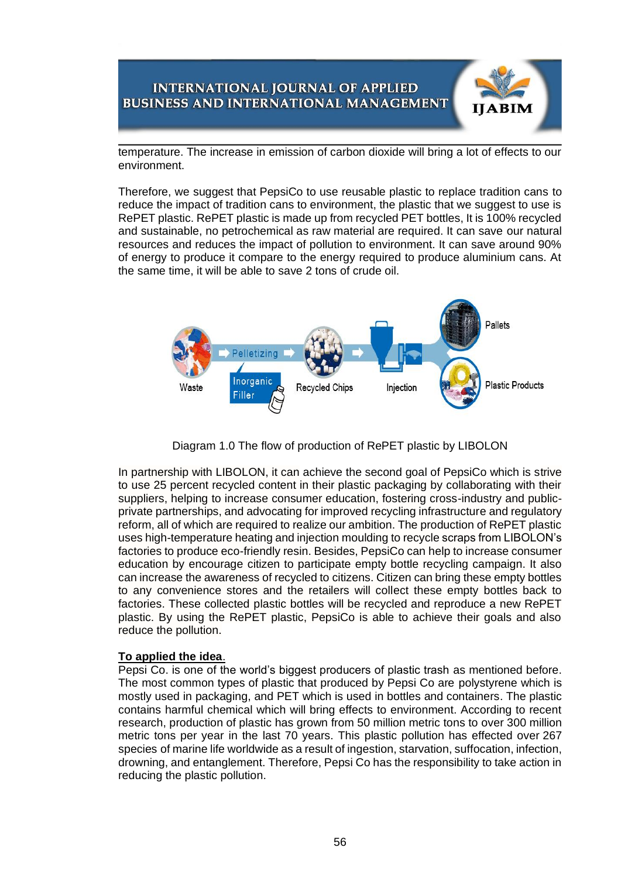temperature. The increase in emission of carbon dioxide will bring a lot of effects to our environment.

Therefore, we suggest that PepsiCo to use reusable plastic to replace tradition cans to reduce the impact of tradition cans to environment, the plastic that we suggest to use is RePET plastic. RePET plastic is made up from recycled PET bottles, It is 100% recycled and sustainable, no petrochemical as raw material are required. It can save our natural resources and reduces the impact of pollution to environment. It can save around 90% of energy to produce it compare to the energy required to produce aluminium cans. At the same time, it will be able to save 2 tons of crude oil.

Waste → Pelletizing → Recycled Chips → Injection → Pallets / Plastic Products

Inorganic Filler

Diagram 1.0 The flow of production of RePET plastic by LIBOLON

In partnership with LIBOLON, it can achieve the second goal of PepsiCo which is strive to use 25 percent recycled content in their plastic packaging by collaborating with their suppliers, helping to increase consumer education, fostering cross-industry and public-private partnerships, and advocating for improved recycling infrastructure and regulatory reform, all of which are required to realize our ambition. The production of RePET plastic uses high-temperature heating and injection moulding to recycle scraps from LIBOLON's factories to produce eco-friendly resin. Besides, PepsiCo can help to increase consumer education by encourage citizen to participate empty bottle recycling campaign. It also can increase the awareness of recycled to citizens. Citizen can bring these empty bottles to any convenience stores and the retailers will collect these empty bottles back to factories. These collected plastic bottles will be recycled and reproduce a new RePET plastic. By using the RePET plastic, PepsiCo is able to achieve their goals and also reduce the pollution.

**To applied the idea.**

Pepsi Co. is one of the world's biggest producers of plastic trash as mentioned before. The most common types of plastic that produced by Pepsi Co are polystyrene which is mostly used in packaging, and PET which is used in bottles and containers. The plastic contains harmful chemical which will bring effects to environment. According to recent research, production of plastic has grown from 50 million metric tons to over 300 million metric tons per year in the last 70 years. This plastic pollution has effected over 267 species of marine life worldwide as a result of ingestion, starvation, suffocation, infection, drowning, and entanglement. Therefore, Pepsi Co has the responsibility to take action in reducing the plastic pollution.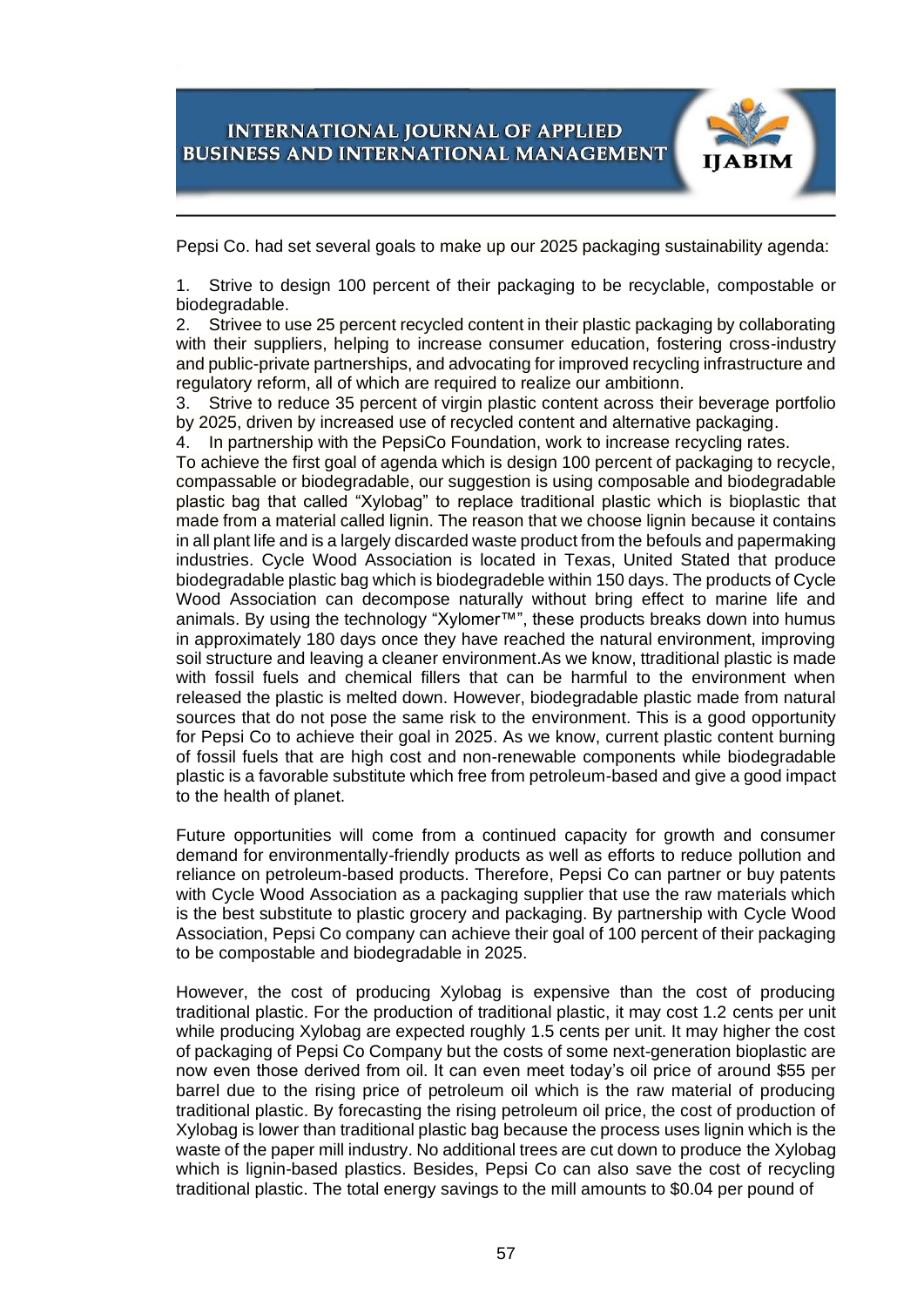Pepsi Co. had set several goals to make up our 2025 packaging sustainability agenda:

1. Strive to design 100 percent of their packaging to be recyclable, compostable or biodegradable.
2. Strivee to use 25 percent recycled content in their plastic packaging by collaborating with their suppliers, helping to increase consumer education, fostering cross-industry and public-private partnerships, and advocating for improved recycling infrastructure and regulatory reform, all of which are required to realize our ambitionn.
3. Strive to reduce 35 percent of virgin plastic content across their beverage portfolio by 2025, driven by increased use of recycled content and alternative packaging.
4. In partnership with the PepsiCo Foundation, work to increase recycling rates.

To achieve the first goal of agenda which is design 100 percent of packaging to recycle, compassable or biodegradable, our suggestion is using composable and biodegradable plastic bag that called "Xylobag" to replace traditional plastic which is bioplastic that made from a material called lignin. The reason that we choose lignin because it contains in all plant life and is a largely discarded waste product from the befouls and papermaking industries. Cycle Wood Association is located in Texas, United Stated that produce biodegradable plastic bag which is biodegradeble within 150 days. The products of Cycle Wood Association can decompose naturally without bring effect to marine life and animals. By using the technology "Xylomer™", these products breaks down into humus in approximately 180 days once they have reached the natural environment, improving soil structure and leaving a cleaner environment.As we know, ttraditional plastic is made with fossil fuels and chemical fillers that can be harmful to the environment when released the plastic is melted down. However, biodegradable plastic made from natural sources that do not pose the same risk to the environment. This is a good opportunity for Pepsi Co to achieve their goal in 2025. As we know, current plastic content burning of fossil fuels that are high cost and non-renewable components while biodegradable plastic is a favorable substitute which free from petroleum-based and give a good impact to the health of planet.

Future opportunities will come from a continued capacity for growth and consumer demand for environmentally-friendly products as well as efforts to reduce pollution and reliance on petroleum-based products. Therefore, Pepsi Co can partner or buy patents with Cycle Wood Association as a packaging supplier that use the raw materials which is the best substitute to plastic grocery and packaging. By partnership with Cycle Wood Association, Pepsi Co company can achieve their goal of 100 percent of their packaging to be compostable and biodegradable in 2025.

However, the cost of producing Xylobag is expensive than the cost of producing traditional plastic. For the production of traditional plastic, it may cost 1.2 cents per unit while producing Xylobag are expected roughly 1.5 cents per unit. It may higher the cost of packaging of Pepsi Co Company but the costs of some next-generation bioplastic are now even those derived from oil. It can even meet today's oil price of around $55 per barrel due to the rising price of petroleum oil which is the raw material of producing traditional plastic. By forecasting the rising petroleum oil price, the cost of production of Xylobag is lower than traditional plastic bag because the process uses lignin which is the waste of the paper mill industry. No additional trees are cut down to produce the Xylobag which is lignin-based plastics. Besides, Pepsi Co can also save the cost of recycling traditional plastic. The total energy savings to the mill amounts to $0.04 per pound of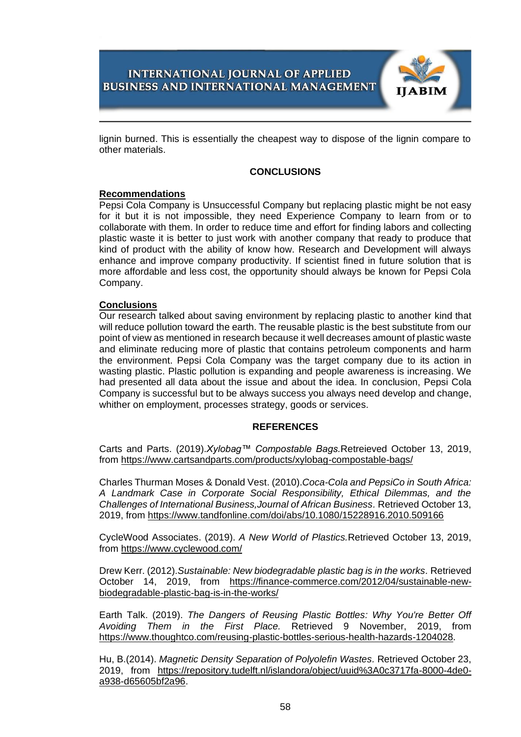lignin burned. This is essentially the cheapest way to dispose of the lignin compare to other materials.

## CONCLUSIONS

### Recommendations

Pepsi Cola Company is Unsuccessful Company but replacing plastic might be not easy for it but it is not impossible, they need Experience Company to learn from or to collaborate with them. In order to reduce time and effort for finding labors and collecting plastic waste it is better to just work with another company that ready to produce that kind of product with the ability of know how. Research and Development will always enhance and improve company productivity. If scientist fined in future solution that is more affordable and less cost, the opportunity should always be known for Pepsi Cola Company.

### Conclusions

Our research talked about saving environment by replacing plastic to another kind that will reduce pollution toward the earth. The reusable plastic is the best substitute from our point of view as mentioned in research because it well decreases amount of plastic waste and eliminate reducing more of plastic that contains petroleum components and harm the environment. Pepsi Cola Company was the target company due to its action in wasting plastic. Plastic pollution is expanding and people awareness is increasing. We had presented all data about the issue and about the idea. In conclusion, Pepsi Cola Company is successful but to be always success you always need develop and change, whither on employment, processes strategy, goods or services.

## REFERENCES

Carts and Parts. (2019).*Xylobag™ Compostable Bags.*Retreieved October 13, 2019, from https://www.cartsandparts.com/products/xylobag-compostable-bags/

Charles Thurman Moses & Donald Vest. (2010).*Coca-Cola and PepsiCo in South Africa: A Landmark Case in Corporate Social Responsibility, Ethical Dilemmas, and the Challenges of International Business,Journal of African Business.* Retrieved October 13, 2019, from https://www.tandfonline.com/doi/abs/10.1080/15228916.2010.509166

CycleWood Associates. (2019). *A New World of Plastics.*Retrieved October 13, 2019, from https://www.cyclewood.com/

Drew Kerr. (2012).*Sustainable: New biodegradable plastic bag is in the works.* Retrieved October 14, 2019, from https://finance-commerce.com/2012/04/sustainable-new-biodegradable-plastic-bag-is-in-the-works/

Earth Talk. (2019). *The Dangers of Reusing Plastic Bottles: Why You're Better Off Avoiding Them in the First Place.* Retrieved 9 November, 2019, from https://www.thoughtco.com/reusing-plastic-bottles-serious-health-hazards-1204028.

Hu, B.(2014). *Magnetic Density Separation of Polyolefin Wastes.* Retrieved October 23, 2019, from https://repository.tudelft.nl/islandora/object/uuid%3A0c3717fa-8000-4de0-a938-d65605bf2a96.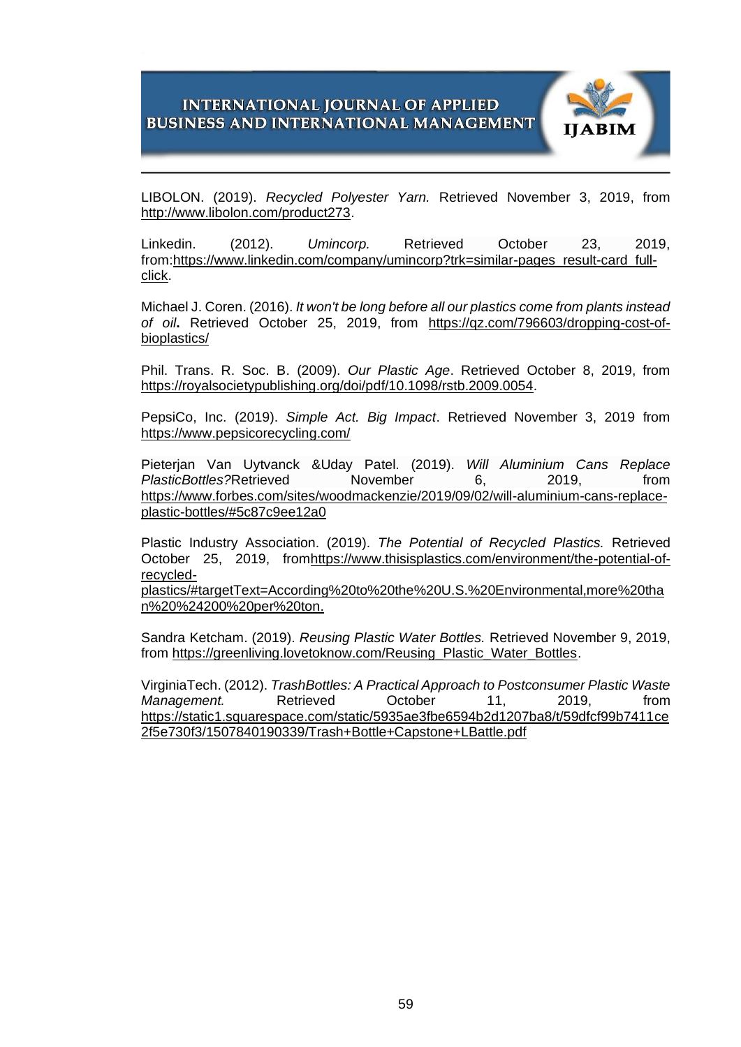LIBOLON. (2019). *Recycled Polyester Yarn.* Retrieved November 3, 2019, from http://www.libolon.com/product273.

Linkedin. (2012). *Umincorp.* Retrieved October 23, 2019, from:https://www.linkedin.com/company/umincorp?trk=similar-pages_result-card_full-click.

Michael J. Coren. (2016). *It won't be long before all our plastics come from plants instead of oil***.** Retrieved October 25, 2019, from https://qz.com/796603/dropping-cost-of-bioplastics/

Phil. Trans. R. Soc. B. (2009). *Our Plastic Age*. Retrieved October 8, 2019, from https://royalsocietypublishing.org/doi/pdf/10.1098/rstb.2009.0054.

PepsiCo, Inc. (2019). *Simple Act. Big Impact*. Retrieved November 3, 2019 from https://www.pepsicorecycling.com/

Pieterjan Van Uytvanck &Uday Patel. (2019). *Will Aluminium Cans Replace PlasticBottles?*Retrieved November 6, 2019, from https://www.forbes.com/sites/woodmackenzie/2019/09/02/will-aluminium-cans-replace-plastic-bottles/#5c87c9ee12a0

Plastic Industry Association. (2019). *The Potential of Recycled Plastics.* Retrieved October 25, 2019, fromhttps://www.thisisplastics.com/environment/the-potential-of-recycled-plastics/#targetText=According%20to%20the%20U.S.%20Environmental,more%20than%20%24200%20per%20ton.

Sandra Ketcham. (2019). *Reusing Plastic Water Bottles.* Retrieved November 9, 2019, from https://greenliving.lovetoknow.com/Reusing_Plastic_Water_Bottles.

VirginiaTech. (2012). *TrashBottles: A Practical Approach to Postconsumer Plastic Waste Management.* Retrieved October 11, 2019, from https://static1.squarespace.com/static/5935ae3fbe6594b2d1207ba8/t/59dfcf99b7411ce2f5e730f3/1507840190339/Trash+Bottle+Capstone+LBattle.pdf